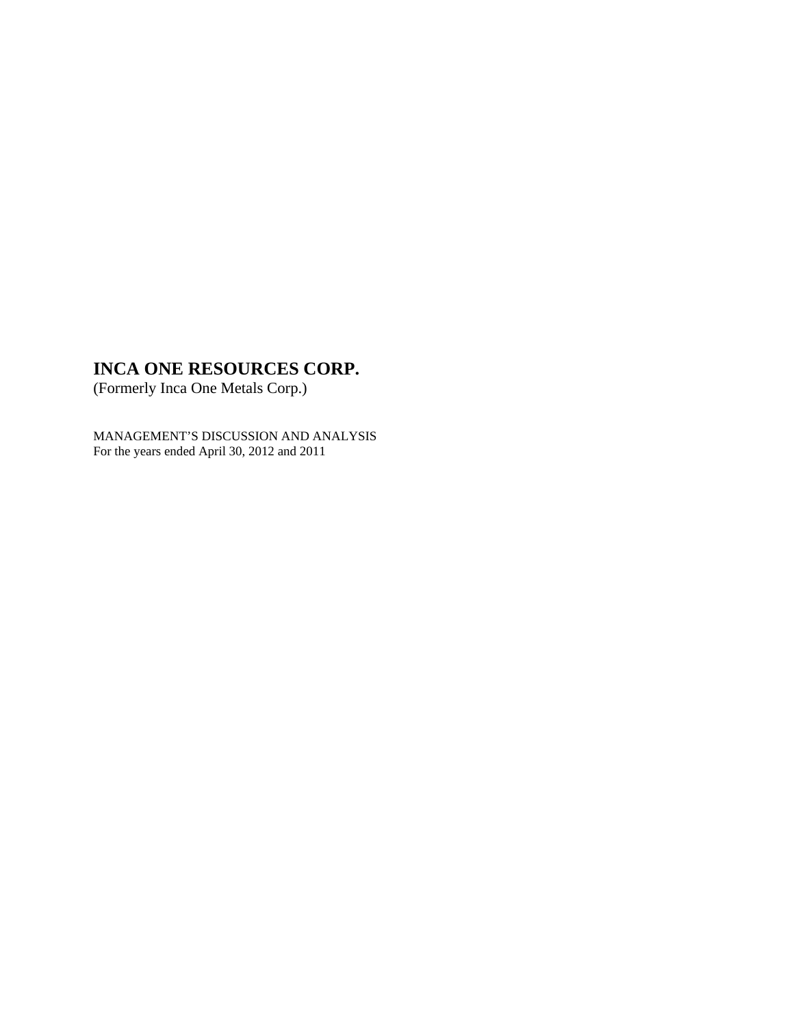# INCA ONE RESOURCES CORP.

(Formerly Inca One Metals Corp.)

MANAGEMENT'S DISCUSSION AND ANALYSIS
For the years ended April 30, 2012 and 2011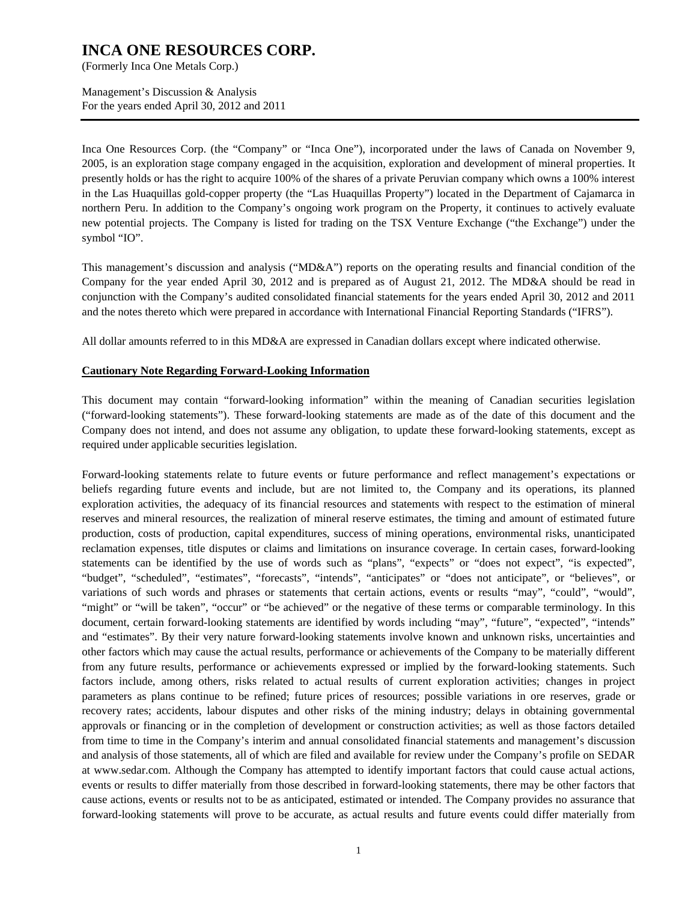# INCA ONE RESOURCES CORP.

(Formerly Inca One Metals Corp.)

Management's Discussion & Analysis
For the years ended April 30, 2012 and 2011

Inca One Resources Corp. (the "Company" or "Inca One"), incorporated under the laws of Canada on November 9, 2005, is an exploration stage company engaged in the acquisition, exploration and development of mineral properties. It presently holds or has the right to acquire 100% of the shares of a private Peruvian company which owns a 100% interest in the Las Huaquillas gold-copper property (the "Las Huaquillas Property") located in the Department of Cajamarca in northern Peru. In addition to the Company's ongoing work program on the Property, it continues to actively evaluate new potential projects. The Company is listed for trading on the TSX Venture Exchange ("the Exchange") under the symbol "IO".

This management's discussion and analysis ("MD&A") reports on the operating results and financial condition of the Company for the year ended April 30, 2012 and is prepared as of August 21, 2012. The MD&A should be read in conjunction with the Company's audited consolidated financial statements for the years ended April 30, 2012 and 2011 and the notes thereto which were prepared in accordance with International Financial Reporting Standards ("IFRS").

All dollar amounts referred to in this MD&A are expressed in Canadian dollars except where indicated otherwise.

**Cautionary Note Regarding Forward-Looking Information**

This document may contain "forward-looking information" within the meaning of Canadian securities legislation ("forward-looking statements"). These forward-looking statements are made as of the date of this document and the Company does not intend, and does not assume any obligation, to update these forward-looking statements, except as required under applicable securities legislation.

Forward-looking statements relate to future events or future performance and reflect management's expectations or beliefs regarding future events and include, but are not limited to, the Company and its operations, its planned exploration activities, the adequacy of its financial resources and statements with respect to the estimation of mineral reserves and mineral resources, the realization of mineral reserve estimates, the timing and amount of estimated future production, costs of production, capital expenditures, success of mining operations, environmental risks, unanticipated reclamation expenses, title disputes or claims and limitations on insurance coverage. In certain cases, forward-looking statements can be identified by the use of words such as "plans", "expects" or "does not expect", "is expected", "budget", "scheduled", "estimates", "forecasts", "intends", "anticipates" or "does not anticipate", or "believes", or variations of such words and phrases or statements that certain actions, events or results "may", "could", "would", "might" or "will be taken", "occur" or "be achieved" or the negative of these terms or comparable terminology. In this document, certain forward-looking statements are identified by words including "may", "future", "expected", "intends" and "estimates". By their very nature forward-looking statements involve known and unknown risks, uncertainties and other factors which may cause the actual results, performance or achievements of the Company to be materially different from any future results, performance or achievements expressed or implied by the forward-looking statements. Such factors include, among others, risks related to actual results of current exploration activities; changes in project parameters as plans continue to be refined; future prices of resources; possible variations in ore reserves, grade or recovery rates; accidents, labour disputes and other risks of the mining industry; delays in obtaining governmental approvals or financing or in the completion of development or construction activities; as well as those factors detailed from time to time in the Company's interim and annual consolidated financial statements and management's discussion and analysis of those statements, all of which are filed and available for review under the Company's profile on SEDAR at www.sedar.com. Although the Company has attempted to identify important factors that could cause actual actions, events or results to differ materially from those described in forward-looking statements, there may be other factors that cause actions, events or results not to be as anticipated, estimated or intended. The Company provides no assurance that forward-looking statements will prove to be accurate, as actual results and future events could differ materially from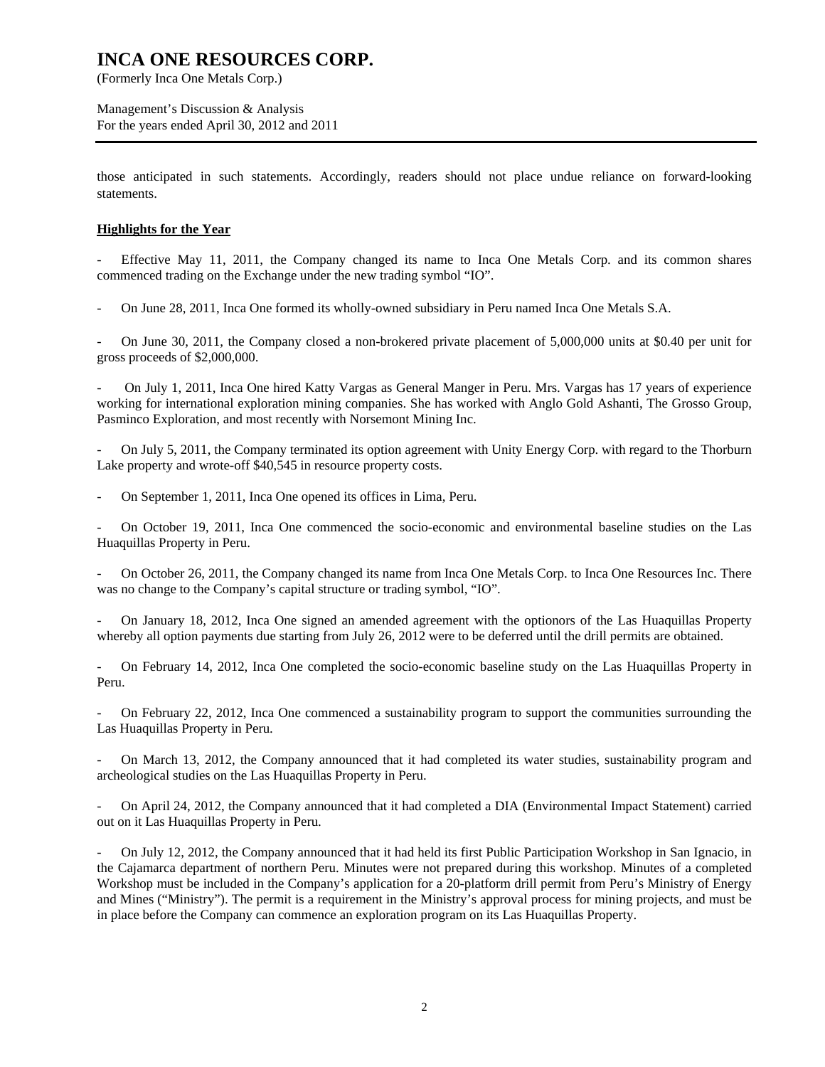those anticipated in such statements. Accordingly, readers should not place undue reliance on forward-looking statements.

## Highlights for the Year

- Effective May 11, 2011, the Company changed its name to Inca One Metals Corp. and its common shares commenced trading on the Exchange under the new trading symbol "IO".

- On June 28, 2011, Inca One formed its wholly-owned subsidiary in Peru named Inca One Metals S.A.

- On June 30, 2011, the Company closed a non-brokered private placement of 5,000,000 units at $0.40 per unit for gross proceeds of $2,000,000.

- On July 1, 2011, Inca One hired Katty Vargas as General Manger in Peru. Mrs. Vargas has 17 years of experience working for international exploration mining companies. She has worked with Anglo Gold Ashanti, The Grosso Group, Pasminco Exploration, and most recently with Norsemont Mining Inc.

- On July 5, 2011, the Company terminated its option agreement with Unity Energy Corp. with regard to the Thorburn Lake property and wrote-off $40,545 in resource property costs.

- On September 1, 2011, Inca One opened its offices in Lima, Peru.

- On October 19, 2011, Inca One commenced the socio-economic and environmental baseline studies on the Las Huaquillas Property in Peru.

- On October 26, 2011, the Company changed its name from Inca One Metals Corp. to Inca One Resources Inc. There was no change to the Company's capital structure or trading symbol, "IO".

- On January 18, 2012, Inca One signed an amended agreement with the optionors of the Las Huaquillas Property whereby all option payments due starting from July 26, 2012 were to be deferred until the drill permits are obtained.

- On February 14, 2012, Inca One completed the socio-economic baseline study on the Las Huaquillas Property in Peru.

- On February 22, 2012, Inca One commenced a sustainability program to support the communities surrounding the Las Huaquillas Property in Peru.

- On March 13, 2012, the Company announced that it had completed its water studies, sustainability program and archeological studies on the Las Huaquillas Property in Peru.

- On April 24, 2012, the Company announced that it had completed a DIA (Environmental Impact Statement) carried out on it Las Huaquillas Property in Peru.

- On July 12, 2012, the Company announced that it had held its first Public Participation Workshop in San Ignacio, in the Cajamarca department of northern Peru. Minutes were not prepared during this workshop. Minutes of a completed Workshop must be included in the Company's application for a 20-platform drill permit from Peru's Ministry of Energy and Mines ("Ministry"). The permit is a requirement in the Ministry's approval process for mining projects, and must be in place before the Company can commence an exploration program on its Las Huaquillas Property.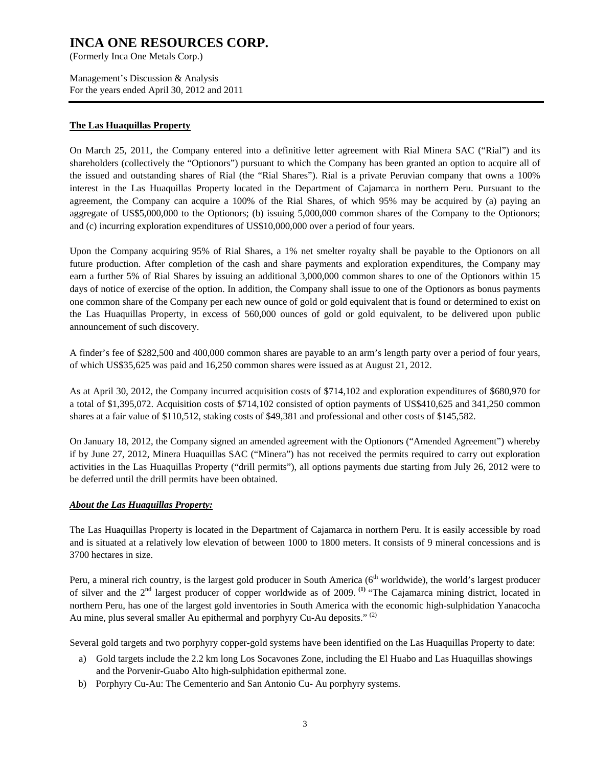## The Las Huaquillas Property

On March 25, 2011, the Company entered into a definitive letter agreement with Rial Minera SAC ("Rial") and its shareholders (collectively the "Optionors") pursuant to which the Company has been granted an option to acquire all of the issued and outstanding shares of Rial (the "Rial Shares"). Rial is a private Peruvian company that owns a 100% interest in the Las Huaquillas Property located in the Department of Cajamarca in northern Peru. Pursuant to the agreement, the Company can acquire a 100% of the Rial Shares, of which 95% may be acquired by (a) paying an aggregate of US$5,000,000 to the Optionors; (b) issuing 5,000,000 common shares of the Company to the Optionors; and (c) incurring exploration expenditures of US$10,000,000 over a period of four years.

Upon the Company acquiring 95% of Rial Shares, a 1% net smelter royalty shall be payable to the Optionors on all future production. After completion of the cash and share payments and exploration expenditures, the Company may earn a further 5% of Rial Shares by issuing an additional 3,000,000 common shares to one of the Optionors within 15 days of notice of exercise of the option. In addition, the Company shall issue to one of the Optionors as bonus payments one common share of the Company per each new ounce of gold or gold equivalent that is found or determined to exist on the Las Huaquillas Property, in excess of 560,000 ounces of gold or gold equivalent, to be delivered upon public announcement of such discovery.

A finder's fee of $282,500 and 400,000 common shares are payable to an arm's length party over a period of four years, of which US$35,625 was paid and 16,250 common shares were issued as at August 21, 2012.

As at April 30, 2012, the Company incurred acquisition costs of $714,102 and exploration expenditures of $680,970 for a total of $1,395,072. Acquisition costs of $714,102 consisted of option payments of US$410,625 and 341,250 common shares at a fair value of $110,512, staking costs of $49,381 and professional and other costs of $145,582.

On January 18, 2012, the Company signed an amended agreement with the Optionors ("Amended Agreement") whereby if by June 27, 2012, Minera Huaquillas SAC ("Minera") has not received the permits required to carry out exploration activities in the Las Huaquillas Property ("drill permits"), all options payments due starting from July 26, 2012 were to be deferred until the drill permits have been obtained.

### *About the Las Huaquillas Property:*

The Las Huaquillas Property is located in the Department of Cajamarca in northern Peru. It is easily accessible by road and is situated at a relatively low elevation of between 1000 to 1800 meters. It consists of 9 mineral concessions and is 3700 hectares in size.

Peru, a mineral rich country, is the largest gold producer in South America (6th worldwide), the world's largest producer of silver and the 2nd largest producer of copper worldwide as of 2009. **(1)** "The Cajamarca mining district, located in northern Peru, has one of the largest gold inventories in South America with the economic high-sulphidation Yanacocha Au mine, plus several smaller Au epithermal and porphyry Cu-Au deposits." (2)

Several gold targets and two porphyry copper-gold systems have been identified on the Las Huaquillas Property to date:

a) Gold targets include the 2.2 km long Los Socavones Zone, including the El Huabo and Las Huaquillas showings and the Porvenir-Guabo Alto high-sulphidation epithermal zone.
b) Porphyry Cu-Au: The Cementerio and San Antonio Cu- Au porphyry systems.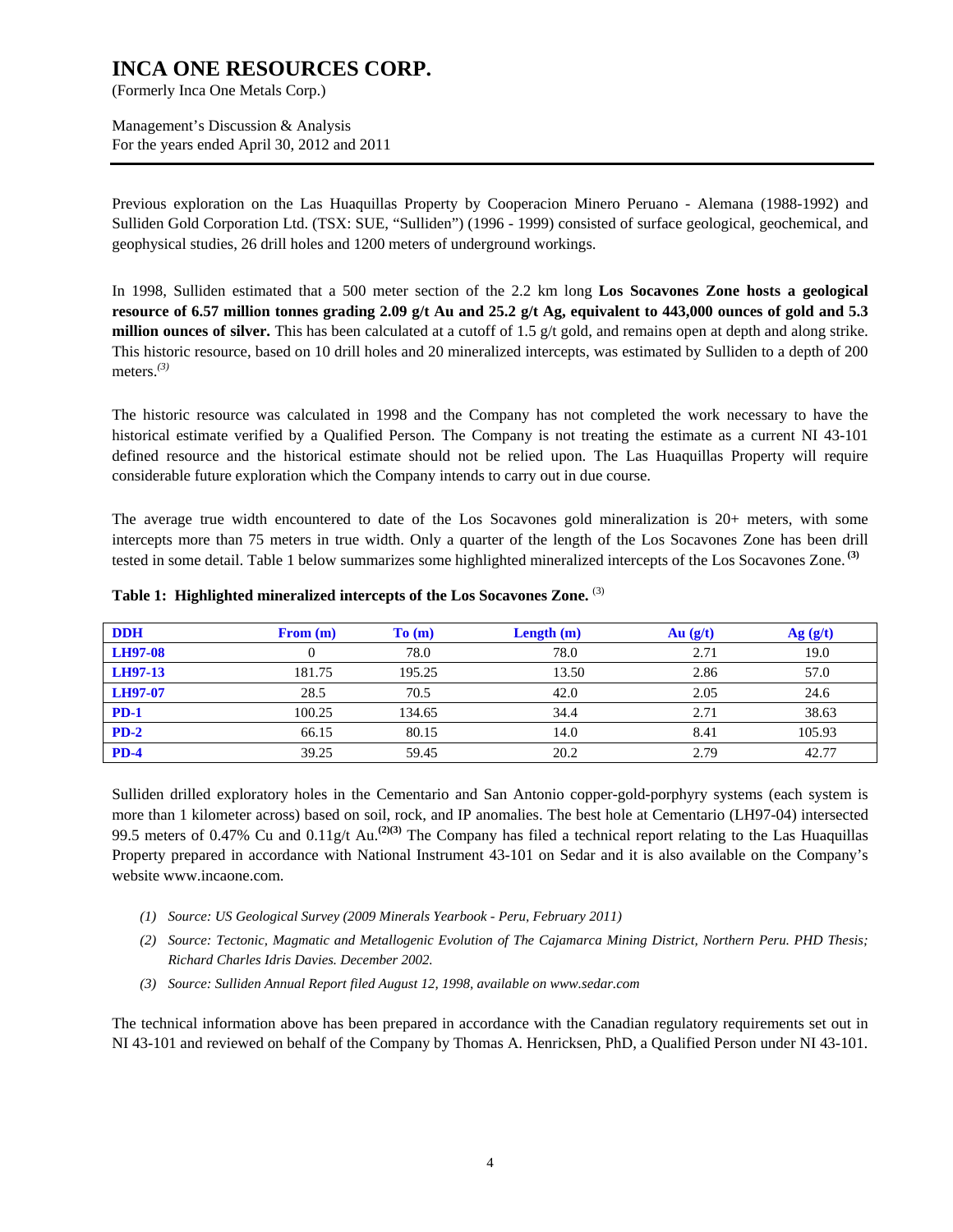Previous exploration on the Las Huaquillas Property by Cooperacion Minero Peruano - Alemana (1988-1992) and Sulliden Gold Corporation Ltd. (TSX: SUE, "Sulliden") (1996 - 1999) consisted of surface geological, geochemical, and geophysical studies, 26 drill holes and 1200 meters of underground workings.

In 1998, Sulliden estimated that a 500 meter section of the 2.2 km long **Los Socavones Zone hosts a geological resource of 6.57 million tonnes grading 2.09 g/t Au and 25.2 g/t Ag, equivalent to 443,000 ounces of gold and 5.3 million ounces of silver.** This has been calculated at a cutoff of 1.5 g/t gold, and remains open at depth and along strike. This historic resource, based on 10 drill holes and 20 mineralized intercepts, was estimated by Sulliden to a depth of 200 meters.*(3)*

The historic resource was calculated in 1998 and the Company has not completed the work necessary to have the historical estimate verified by a Qualified Person. The Company is not treating the estimate as a current NI 43-101 defined resource and the historical estimate should not be relied upon. The Las Huaquillas Property will require considerable future exploration which the Company intends to carry out in due course.

The average true width encountered to date of the Los Socavones gold mineralization is 20+ meters, with some intercepts more than 75 meters in true width. Only a quarter of the length of the Los Socavones Zone has been drill tested in some detail. Table 1 below summarizes some highlighted mineralized intercepts of the Los Socavones Zone. **(3)**

**Table 1: Highlighted mineralized intercepts of the Los Socavones Zone.** (3)

| DDH | From (m) | To (m) | Length (m) | Au (g/t) | Ag (g/t) |
|---|---|---|---|---|---|
| **LH97-08** | 0 | 78.0 | 78.0 | 2.71 | 19.0 |
| **LH97-13** | 181.75 | 195.25 | 13.50 | 2.86 | 57.0 |
| **LH97-07** | 28.5 | 70.5 | 42.0 | 2.05 | 24.6 |
| **PD-1** | 100.25 | 134.65 | 34.4 | 2.71 | 38.63 |
| **PD-2** | 66.15 | 80.15 | 14.0 | 8.41 | 105.93 |
| **PD-4** | 39.25 | 59.45 | 20.2 | 2.79 | 42.77 |

Sulliden drilled exploratory holes in the Cementario and San Antonio copper-gold-porphyry systems (each system is more than 1 kilometer across) based on soil, rock, and IP anomalies. The best hole at Cementario (LH97-04) intersected 99.5 meters of 0.47% Cu and 0.11g/t Au.**(2)(3)** The Company has filed a technical report relating to the Las Huaquillas Property prepared in accordance with National Instrument 43-101 on Sedar and it is also available on the Company's website www.incaone.com.

- *(1) Source: US Geological Survey (2009 Minerals Yearbook - Peru, February 2011)*
- *(2) Source: Tectonic, Magmatic and Metallogenic Evolution of The Cajamarca Mining District, Northern Peru. PHD Thesis; Richard Charles Idris Davies. December 2002.*
- *(3) Source: Sulliden Annual Report filed August 12, 1998, available on www.sedar.com*

The technical information above has been prepared in accordance with the Canadian regulatory requirements set out in NI 43-101 and reviewed on behalf of the Company by Thomas A. Henricksen, PhD, a Qualified Person under NI 43-101.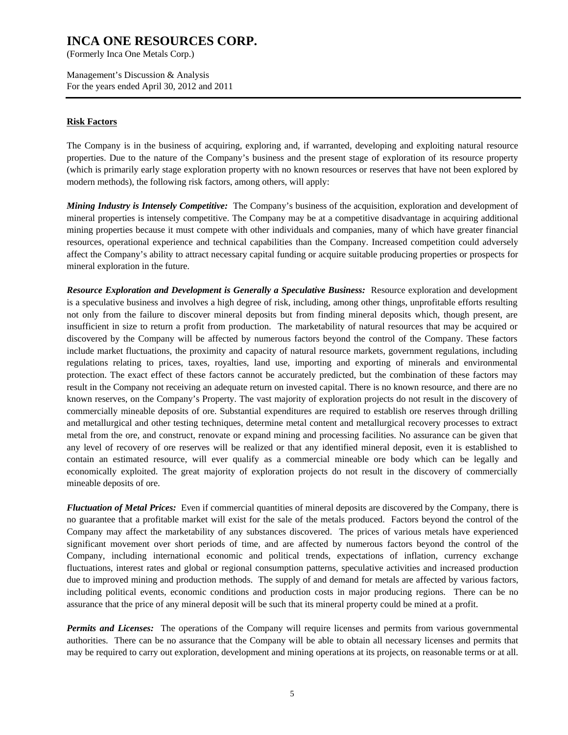## Risk Factors

The Company is in the business of acquiring, exploring and, if warranted, developing and exploiting natural resource properties. Due to the nature of the Company's business and the present stage of exploration of its resource property (which is primarily early stage exploration property with no known resources or reserves that have not been explored by modern methods), the following risk factors, among others, will apply:

***Mining Industry is Intensely Competitive:*** The Company's business of the acquisition, exploration and development of mineral properties is intensely competitive. The Company may be at a competitive disadvantage in acquiring additional mining properties because it must compete with other individuals and companies, many of which have greater financial resources, operational experience and technical capabilities than the Company. Increased competition could adversely affect the Company's ability to attract necessary capital funding or acquire suitable producing properties or prospects for mineral exploration in the future.

***Resource Exploration and Development is Generally a Speculative Business:*** Resource exploration and development is a speculative business and involves a high degree of risk, including, among other things, unprofitable efforts resulting not only from the failure to discover mineral deposits but from finding mineral deposits which, though present, are insufficient in size to return a profit from production. The marketability of natural resources that may be acquired or discovered by the Company will be affected by numerous factors beyond the control of the Company. These factors include market fluctuations, the proximity and capacity of natural resource markets, government regulations, including regulations relating to prices, taxes, royalties, land use, importing and exporting of minerals and environmental protection. The exact effect of these factors cannot be accurately predicted, but the combination of these factors may result in the Company not receiving an adequate return on invested capital. There is no known resource, and there are no known reserves, on the Company's Property. The vast majority of exploration projects do not result in the discovery of commercially mineable deposits of ore. Substantial expenditures are required to establish ore reserves through drilling and metallurgical and other testing techniques, determine metal content and metallurgical recovery processes to extract metal from the ore, and construct, renovate or expand mining and processing facilities. No assurance can be given that any level of recovery of ore reserves will be realized or that any identified mineral deposit, even it is established to contain an estimated resource, will ever qualify as a commercial mineable ore body which can be legally and economically exploited. The great majority of exploration projects do not result in the discovery of commercially mineable deposits of ore.

***Fluctuation of Metal Prices:*** Even if commercial quantities of mineral deposits are discovered by the Company, there is no guarantee that a profitable market will exist for the sale of the metals produced. Factors beyond the control of the Company may affect the marketability of any substances discovered. The prices of various metals have experienced significant movement over short periods of time, and are affected by numerous factors beyond the control of the Company, including international economic and political trends, expectations of inflation, currency exchange fluctuations, interest rates and global or regional consumption patterns, speculative activities and increased production due to improved mining and production methods. The supply of and demand for metals are affected by various factors, including political events, economic conditions and production costs in major producing regions. There can be no assurance that the price of any mineral deposit will be such that its mineral property could be mined at a profit.

***Permits and Licenses:*** The operations of the Company will require licenses and permits from various governmental authorities. There can be no assurance that the Company will be able to obtain all necessary licenses and permits that may be required to carry out exploration, development and mining operations at its projects, on reasonable terms or at all.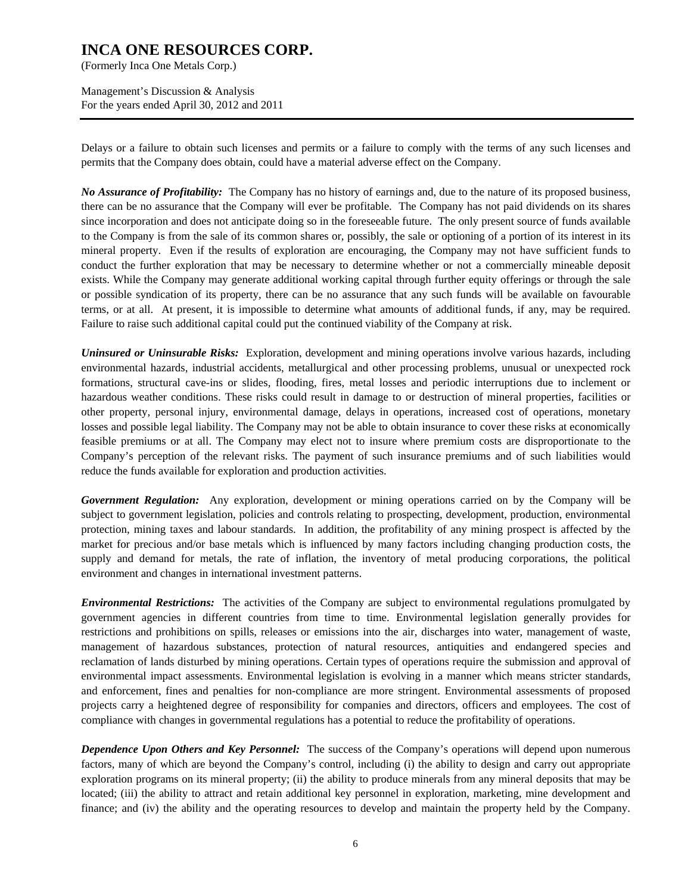Delays or a failure to obtain such licenses and permits or a failure to comply with the terms of any such licenses and permits that the Company does obtain, could have a material adverse effect on the Company.

***No Assurance of Profitability:*** The Company has no history of earnings and, due to the nature of its proposed business, there can be no assurance that the Company will ever be profitable. The Company has not paid dividends on its shares since incorporation and does not anticipate doing so in the foreseeable future. The only present source of funds available to the Company is from the sale of its common shares or, possibly, the sale or optioning of a portion of its interest in its mineral property. Even if the results of exploration are encouraging, the Company may not have sufficient funds to conduct the further exploration that may be necessary to determine whether or not a commercially mineable deposit exists. While the Company may generate additional working capital through further equity offerings or through the sale or possible syndication of its property, there can be no assurance that any such funds will be available on favourable terms, or at all. At present, it is impossible to determine what amounts of additional funds, if any, may be required. Failure to raise such additional capital could put the continued viability of the Company at risk.

***Uninsured or Uninsurable Risks:*** Exploration, development and mining operations involve various hazards, including environmental hazards, industrial accidents, metallurgical and other processing problems, unusual or unexpected rock formations, structural cave-ins or slides, flooding, fires, metal losses and periodic interruptions due to inclement or hazardous weather conditions. These risks could result in damage to or destruction of mineral properties, facilities or other property, personal injury, environmental damage, delays in operations, increased cost of operations, monetary losses and possible legal liability. The Company may not be able to obtain insurance to cover these risks at economically feasible premiums or at all. The Company may elect not to insure where premium costs are disproportionate to the Company's perception of the relevant risks. The payment of such insurance premiums and of such liabilities would reduce the funds available for exploration and production activities.

***Government Regulation:*** Any exploration, development or mining operations carried on by the Company will be subject to government legislation, policies and controls relating to prospecting, development, production, environmental protection, mining taxes and labour standards. In addition, the profitability of any mining prospect is affected by the market for precious and/or base metals which is influenced by many factors including changing production costs, the supply and demand for metals, the rate of inflation, the inventory of metal producing corporations, the political environment and changes in international investment patterns.

***Environmental Restrictions:*** The activities of the Company are subject to environmental regulations promulgated by government agencies in different countries from time to time. Environmental legislation generally provides for restrictions and prohibitions on spills, releases or emissions into the air, discharges into water, management of waste, management of hazardous substances, protection of natural resources, antiquities and endangered species and reclamation of lands disturbed by mining operations. Certain types of operations require the submission and approval of environmental impact assessments. Environmental legislation is evolving in a manner which means stricter standards, and enforcement, fines and penalties for non-compliance are more stringent. Environmental assessments of proposed projects carry a heightened degree of responsibility for companies and directors, officers and employees. The cost of compliance with changes in governmental regulations has a potential to reduce the profitability of operations.

***Dependence Upon Others and Key Personnel:*** The success of the Company's operations will depend upon numerous factors, many of which are beyond the Company's control, including (i) the ability to design and carry out appropriate exploration programs on its mineral property; (ii) the ability to produce minerals from any mineral deposits that may be located; (iii) the ability to attract and retain additional key personnel in exploration, marketing, mine development and finance; and (iv) the ability and the operating resources to develop and maintain the property held by the Company.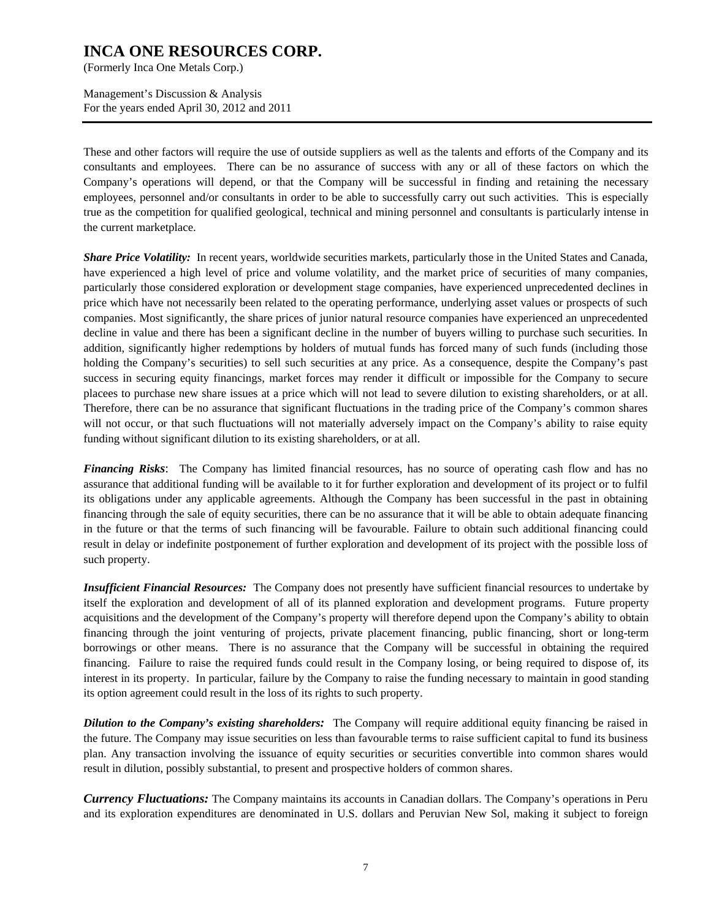These and other factors will require the use of outside suppliers as well as the talents and efforts of the Company and its consultants and employees. There can be no assurance of success with any or all of these factors on which the Company's operations will depend, or that the Company will be successful in finding and retaining the necessary employees, personnel and/or consultants in order to be able to successfully carry out such activities. This is especially true as the competition for qualified geological, technical and mining personnel and consultants is particularly intense in the current marketplace.

***Share Price Volatility:*** In recent years, worldwide securities markets, particularly those in the United States and Canada, have experienced a high level of price and volume volatility, and the market price of securities of many companies, particularly those considered exploration or development stage companies, have experienced unprecedented declines in price which have not necessarily been related to the operating performance, underlying asset values or prospects of such companies. Most significantly, the share prices of junior natural resource companies have experienced an unprecedented decline in value and there has been a significant decline in the number of buyers willing to purchase such securities. In addition, significantly higher redemptions by holders of mutual funds has forced many of such funds (including those holding the Company's securities) to sell such securities at any price. As a consequence, despite the Company's past success in securing equity financings, market forces may render it difficult or impossible for the Company to secure placees to purchase new share issues at a price which will not lead to severe dilution to existing shareholders, or at all. Therefore, there can be no assurance that significant fluctuations in the trading price of the Company's common shares will not occur, or that such fluctuations will not materially adversely impact on the Company's ability to raise equity funding without significant dilution to its existing shareholders, or at all.

***Financing Risks***: The Company has limited financial resources, has no source of operating cash flow and has no assurance that additional funding will be available to it for further exploration and development of its project or to fulfil its obligations under any applicable agreements. Although the Company has been successful in the past in obtaining financing through the sale of equity securities, there can be no assurance that it will be able to obtain adequate financing in the future or that the terms of such financing will be favourable. Failure to obtain such additional financing could result in delay or indefinite postponement of further exploration and development of its project with the possible loss of such property.

***Insufficient Financial Resources:*** The Company does not presently have sufficient financial resources to undertake by itself the exploration and development of all of its planned exploration and development programs. Future property acquisitions and the development of the Company's property will therefore depend upon the Company's ability to obtain financing through the joint venturing of projects, private placement financing, public financing, short or long-term borrowings or other means. There is no assurance that the Company will be successful in obtaining the required financing. Failure to raise the required funds could result in the Company losing, or being required to dispose of, its interest in its property. In particular, failure by the Company to raise the funding necessary to maintain in good standing its option agreement could result in the loss of its rights to such property.

***Dilution to the Company's existing shareholders:*** The Company will require additional equity financing be raised in the future. The Company may issue securities on less than favourable terms to raise sufficient capital to fund its business plan. Any transaction involving the issuance of equity securities or securities convertible into common shares would result in dilution, possibly substantial, to present and prospective holders of common shares.

***Currency Fluctuations:*** The Company maintains its accounts in Canadian dollars. The Company's operations in Peru and its exploration expenditures are denominated in U.S. dollars and Peruvian New Sol, making it subject to foreign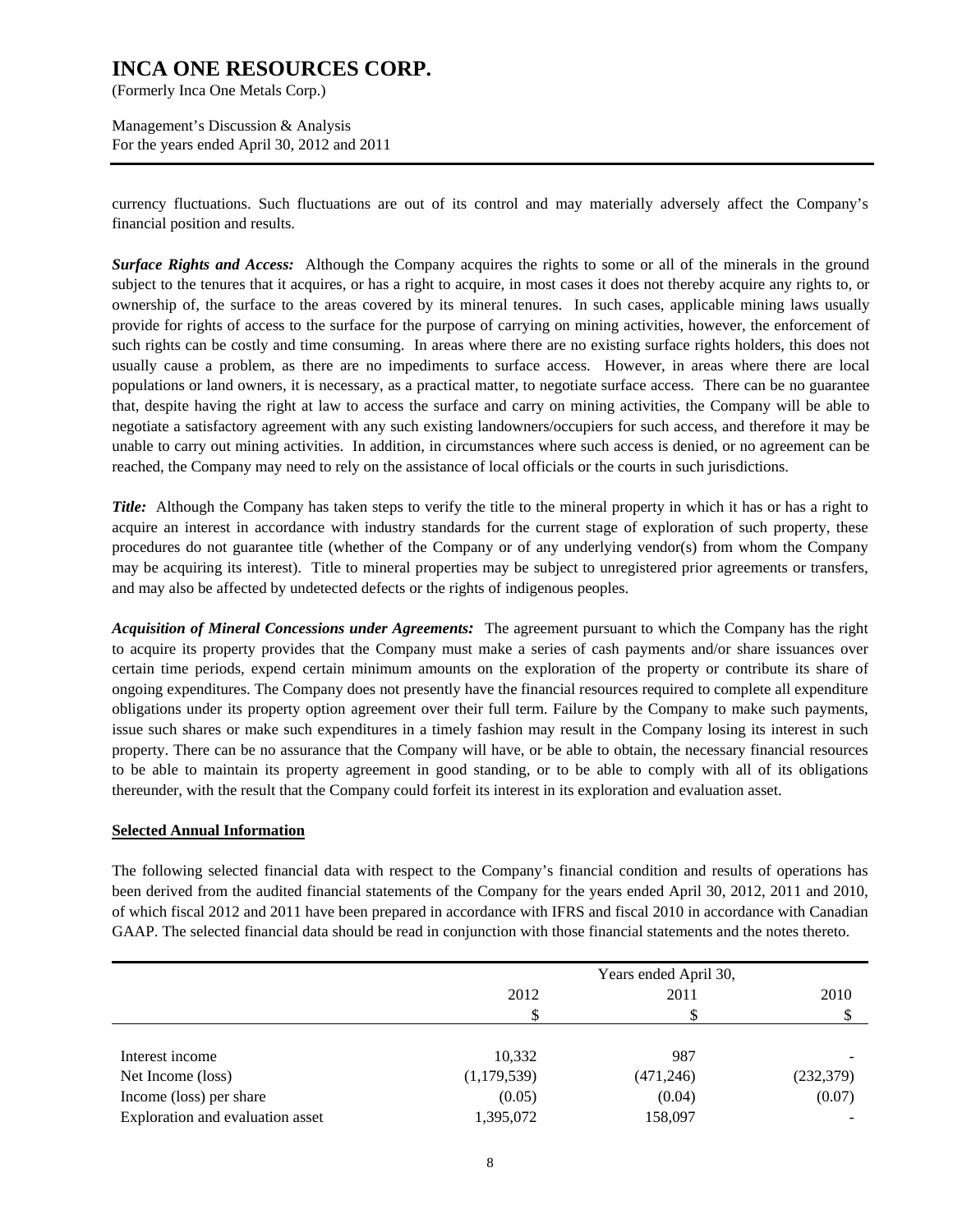currency fluctuations. Such fluctuations are out of its control and may materially adversely affect the Company's financial position and results.

***Surface Rights and Access:*** Although the Company acquires the rights to some or all of the minerals in the ground subject to the tenures that it acquires, or has a right to acquire, in most cases it does not thereby acquire any rights to, or ownership of, the surface to the areas covered by its mineral tenures. In such cases, applicable mining laws usually provide for rights of access to the surface for the purpose of carrying on mining activities, however, the enforcement of such rights can be costly and time consuming. In areas where there are no existing surface rights holders, this does not usually cause a problem, as there are no impediments to surface access. However, in areas where there are local populations or land owners, it is necessary, as a practical matter, to negotiate surface access. There can be no guarantee that, despite having the right at law to access the surface and carry on mining activities, the Company will be able to negotiate a satisfactory agreement with any such existing landowners/occupiers for such access, and therefore it may be unable to carry out mining activities. In addition, in circumstances where such access is denied, or no agreement can be reached, the Company may need to rely on the assistance of local officials or the courts in such jurisdictions.

***Title:*** Although the Company has taken steps to verify the title to the mineral property in which it has or has a right to acquire an interest in accordance with industry standards for the current stage of exploration of such property, these procedures do not guarantee title (whether of the Company or of any underlying vendor(s) from whom the Company may be acquiring its interest). Title to mineral properties may be subject to unregistered prior agreements or transfers, and may also be affected by undetected defects or the rights of indigenous peoples.

***Acquisition of Mineral Concessions under Agreements:*** The agreement pursuant to which the Company has the right to acquire its property provides that the Company must make a series of cash payments and/or share issuances over certain time periods, expend certain minimum amounts on the exploration of the property or contribute its share of ongoing expenditures. The Company does not presently have the financial resources required to complete all expenditure obligations under its property option agreement over their full term. Failure by the Company to make such payments, issue such shares or make such expenditures in a timely fashion may result in the Company losing its interest in such property. There can be no assurance that the Company will have, or be able to obtain, the necessary financial resources to be able to maintain its property agreement in good standing, or to be able to comply with all of its obligations thereunder, with the result that the Company could forfeit its interest in its exploration and evaluation asset.

## Selected Annual Information

The following selected financial data with respect to the Company's financial condition and results of operations has been derived from the audited financial statements of the Company for the years ended April 30, 2012, 2011 and 2010, of which fiscal 2012 and 2011 have been prepared in accordance with IFRS and fiscal 2010 in accordance with Canadian GAAP. The selected financial data should be read in conjunction with those financial statements and the notes thereto.

| | Years ended April 30, | | |
|---|---|---|---|
| | 2012 | 2011 | 2010 |
| | $ | $ | $ |
| Interest income | 10,332 | 987 | - |
| Net Income (loss) | (1,179,539) | (471,246) | (232,379) |
| Income (loss) per share | (0.05) | (0.04) | (0.07) |
| Exploration and evaluation asset | 1,395,072 | 158,097 | - |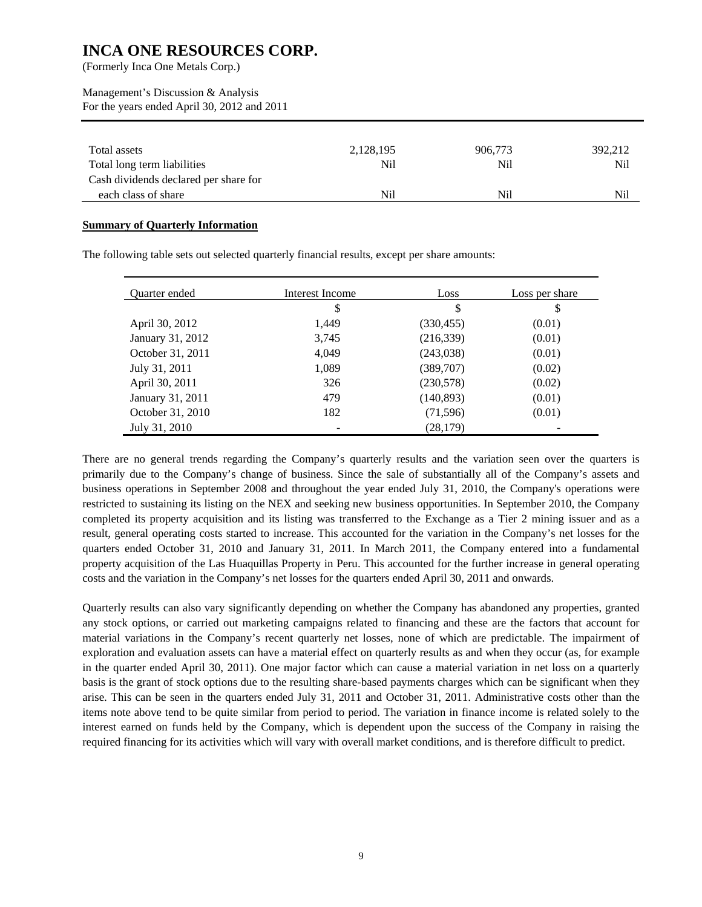| | | | |
|---|---|---|---|
| Total assets | 2,128,195 | 906,773 | 392,212 |
| Total long term liabilities | Nil | Nil | Nil |
| Cash dividends declared per share for each class of share | Nil | Nil | Nil |

**Summary of Quarterly Information**

The following table sets out selected quarterly financial results, except per share amounts:

| Quarter ended | Interest Income | Loss | Loss per share |
|---|---|---|---|
| | $ | $ | $ |
| April 30, 2012 | 1,449 | (330,455) | (0.01) |
| January 31, 2012 | 3,745 | (216,339) | (0.01) |
| October 31, 2011 | 4,049 | (243,038) | (0.01) |
| July 31, 2011 | 1,089 | (389,707) | (0.02) |
| April 30, 2011 | 326 | (230,578) | (0.02) |
| January 31, 2011 | 479 | (140,893) | (0.01) |
| October 31, 2010 | 182 | (71,596) | (0.01) |
| July 31, 2010 | - | (28,179) | - |

There are no general trends regarding the Company's quarterly results and the variation seen over the quarters is primarily due to the Company's change of business. Since the sale of substantially all of the Company's assets and business operations in September 2008 and throughout the year ended July 31, 2010, the Company's operations were restricted to sustaining its listing on the NEX and seeking new business opportunities. In September 2010, the Company completed its property acquisition and its listing was transferred to the Exchange as a Tier 2 mining issuer and as a result, general operating costs started to increase. This accounted for the variation in the Company's net losses for the quarters ended October 31, 2010 and January 31, 2011. In March 2011, the Company entered into a fundamental property acquisition of the Las Huaquillas Property in Peru. This accounted for the further increase in general operating costs and the variation in the Company's net losses for the quarters ended April 30, 2011 and onwards.

Quarterly results can also vary significantly depending on whether the Company has abandoned any properties, granted any stock options, or carried out marketing campaigns related to financing and these are the factors that account for material variations in the Company's recent quarterly net losses, none of which are predictable. The impairment of exploration and evaluation assets can have a material effect on quarterly results as and when they occur (as, for example in the quarter ended April 30, 2011). One major factor which can cause a material variation in net loss on a quarterly basis is the grant of stock options due to the resulting share-based payments charges which can be significant when they arise. This can be seen in the quarters ended July 31, 2011 and October 31, 2011. Administrative costs other than the items note above tend to be quite similar from period to period. The variation in finance income is related solely to the interest earned on funds held by the Company, which is dependent upon the success of the Company in raising the required financing for its activities which will vary with overall market conditions, and is therefore difficult to predict.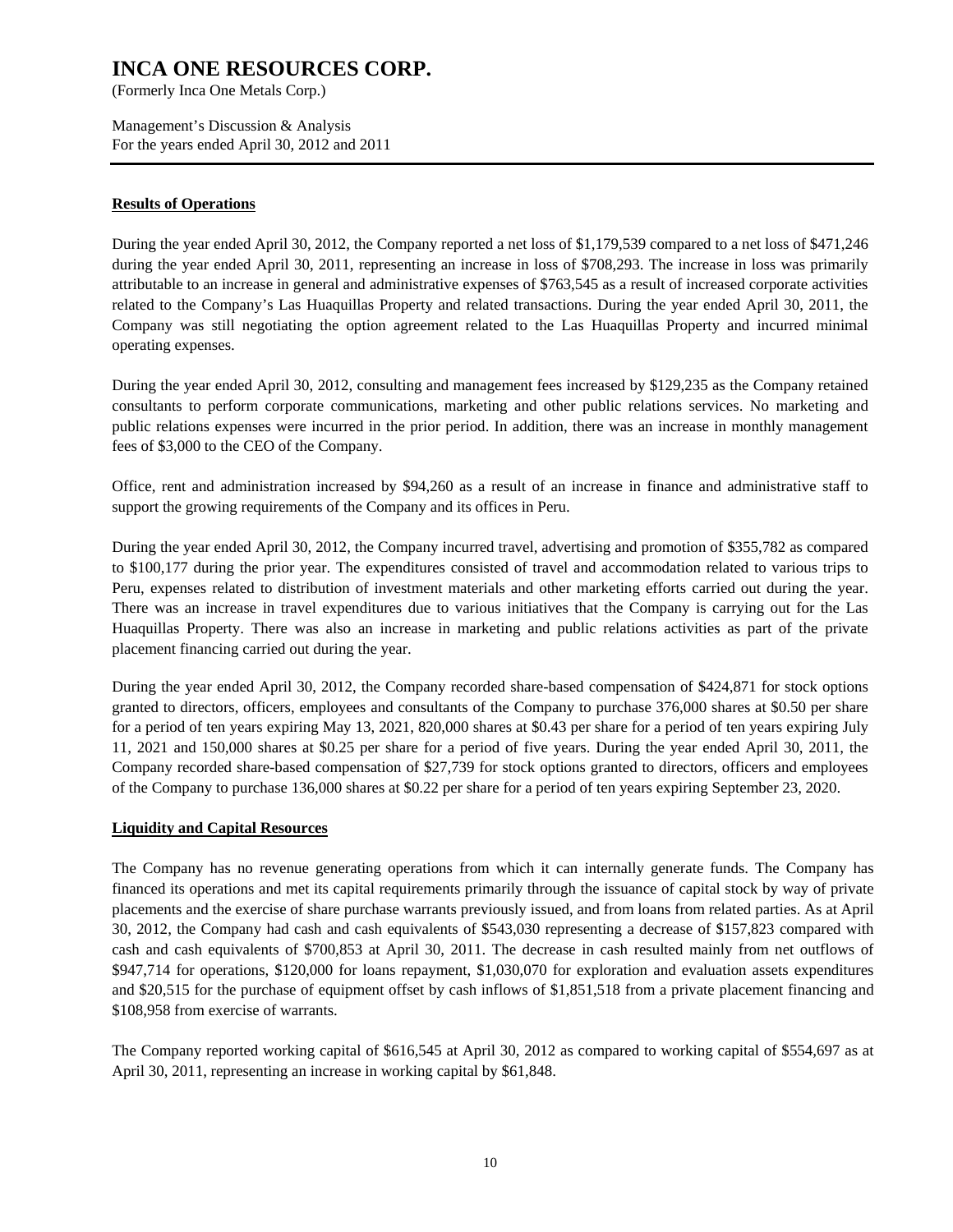## Results of Operations

During the year ended April 30, 2012, the Company reported a net loss of $1,179,539 compared to a net loss of $471,246 during the year ended April 30, 2011, representing an increase in loss of $708,293. The increase in loss was primarily attributable to an increase in general and administrative expenses of $763,545 as a result of increased corporate activities related to the Company's Las Huaquillas Property and related transactions. During the year ended April 30, 2011, the Company was still negotiating the option agreement related to the Las Huaquillas Property and incurred minimal operating expenses.

During the year ended April 30, 2012, consulting and management fees increased by $129,235 as the Company retained consultants to perform corporate communications, marketing and other public relations services. No marketing and public relations expenses were incurred in the prior period. In addition, there was an increase in monthly management fees of $3,000 to the CEO of the Company.

Office, rent and administration increased by $94,260 as a result of an increase in finance and administrative staff to support the growing requirements of the Company and its offices in Peru.

During the year ended April 30, 2012, the Company incurred travel, advertising and promotion of $355,782 as compared to $100,177 during the prior year. The expenditures consisted of travel and accommodation related to various trips to Peru, expenses related to distribution of investment materials and other marketing efforts carried out during the year. There was an increase in travel expenditures due to various initiatives that the Company is carrying out for the Las Huaquillas Property. There was also an increase in marketing and public relations activities as part of the private placement financing carried out during the year.

During the year ended April 30, 2012, the Company recorded share-based compensation of $424,871 for stock options granted to directors, officers, employees and consultants of the Company to purchase 376,000 shares at $0.50 per share for a period of ten years expiring May 13, 2021, 820,000 shares at $0.43 per share for a period of ten years expiring July 11, 2021 and 150,000 shares at $0.25 per share for a period of five years. During the year ended April 30, 2011, the Company recorded share-based compensation of $27,739 for stock options granted to directors, officers and employees of the Company to purchase 136,000 shares at $0.22 per share for a period of ten years expiring September 23, 2020.

## Liquidity and Capital Resources

The Company has no revenue generating operations from which it can internally generate funds. The Company has financed its operations and met its capital requirements primarily through the issuance of capital stock by way of private placements and the exercise of share purchase warrants previously issued, and from loans from related parties. As at April 30, 2012, the Company had cash and cash equivalents of $543,030 representing a decrease of $157,823 compared with cash and cash equivalents of $700,853 at April 30, 2011. The decrease in cash resulted mainly from net outflows of $947,714 for operations, $120,000 for loans repayment, $1,030,070 for exploration and evaluation assets expenditures and $20,515 for the purchase of equipment offset by cash inflows of $1,851,518 from a private placement financing and $108,958 from exercise of warrants.

The Company reported working capital of $616,545 at April 30, 2012 as compared to working capital of $554,697 as at April 30, 2011, representing an increase in working capital by $61,848.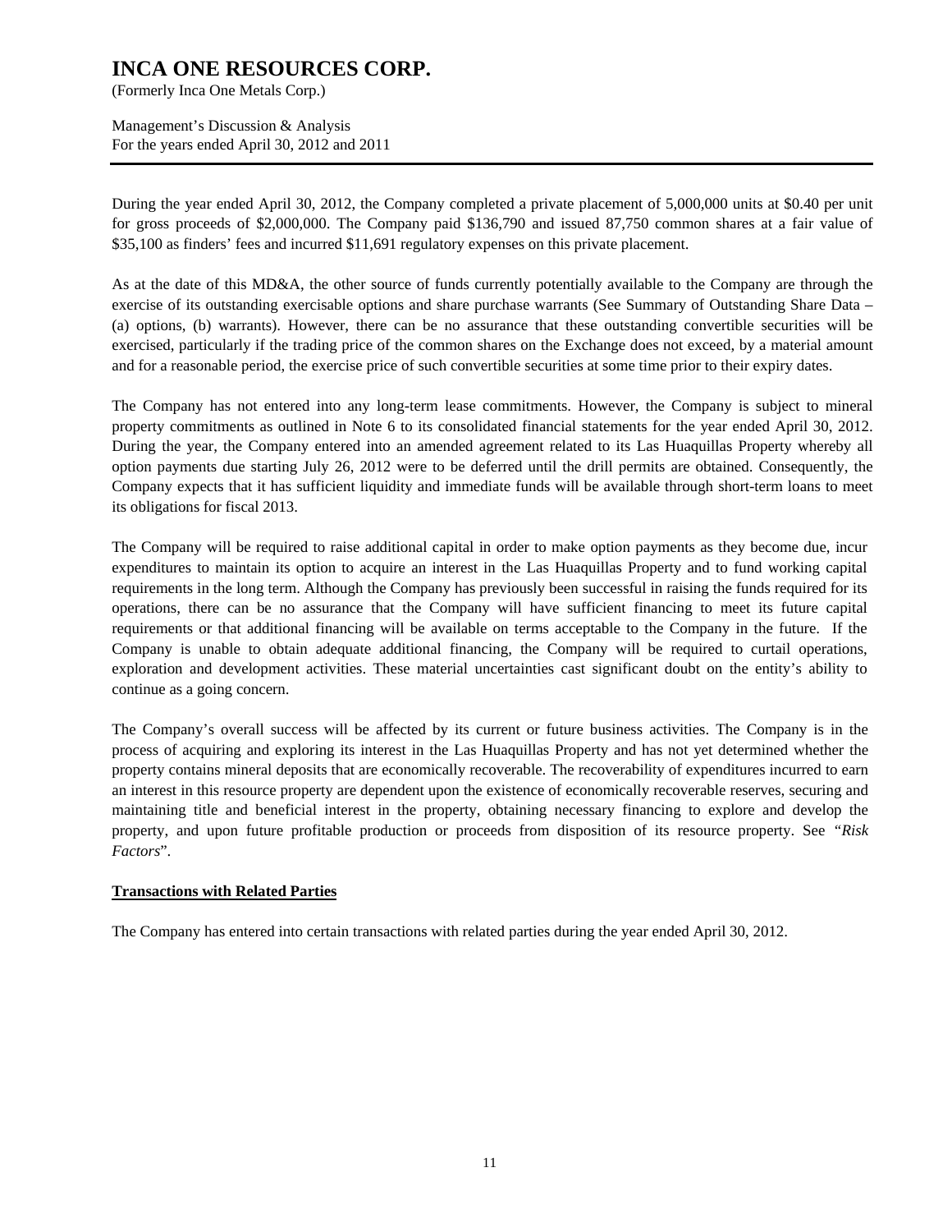During the year ended April 30, 2012, the Company completed a private placement of 5,000,000 units at $0.40 per unit for gross proceeds of $2,000,000. The Company paid $136,790 and issued 87,750 common shares at a fair value of $35,100 as finders' fees and incurred $11,691 regulatory expenses on this private placement.

As at the date of this MD&A, the other source of funds currently potentially available to the Company are through the exercise of its outstanding exercisable options and share purchase warrants (See Summary of Outstanding Share Data – (a) options, (b) warrants). However, there can be no assurance that these outstanding convertible securities will be exercised, particularly if the trading price of the common shares on the Exchange does not exceed, by a material amount and for a reasonable period, the exercise price of such convertible securities at some time prior to their expiry dates.

The Company has not entered into any long-term lease commitments. However, the Company is subject to mineral property commitments as outlined in Note 6 to its consolidated financial statements for the year ended April 30, 2012. During the year, the Company entered into an amended agreement related to its Las Huaquillas Property whereby all option payments due starting July 26, 2012 were to be deferred until the drill permits are obtained. Consequently, the Company expects that it has sufficient liquidity and immediate funds will be available through short-term loans to meet its obligations for fiscal 2013.

The Company will be required to raise additional capital in order to make option payments as they become due, incur expenditures to maintain its option to acquire an interest in the Las Huaquillas Property and to fund working capital requirements in the long term. Although the Company has previously been successful in raising the funds required for its operations, there can be no assurance that the Company will have sufficient financing to meet its future capital requirements or that additional financing will be available on terms acceptable to the Company in the future. If the Company is unable to obtain adequate additional financing, the Company will be required to curtail operations, exploration and development activities. These material uncertainties cast significant doubt on the entity's ability to continue as a going concern.

The Company's overall success will be affected by its current or future business activities. The Company is in the process of acquiring and exploring its interest in the Las Huaquillas Property and has not yet determined whether the property contains mineral deposits that are economically recoverable. The recoverability of expenditures incurred to earn an interest in this resource property are dependent upon the existence of economically recoverable reserves, securing and maintaining title and beneficial interest in the property, obtaining necessary financing to explore and develop the property, and upon future profitable production or proceeds from disposition of its resource property. See "*Risk Factors*".

## Transactions with Related Parties

The Company has entered into certain transactions with related parties during the year ended April 30, 2012.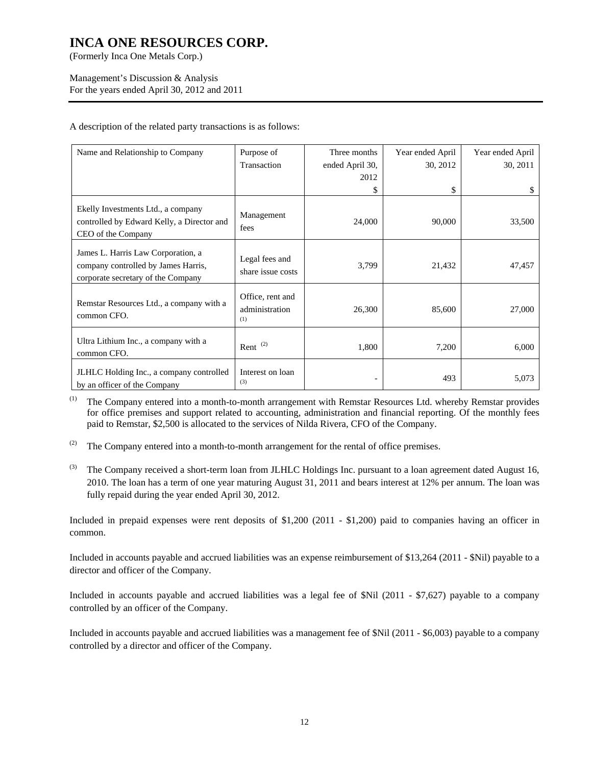A description of the related party transactions is as follows:

| Name and Relationship to Company | Purpose of Transaction | Three months ended April 30, 2012<br>$ | Year ended April 30, 2012<br>$ | Year ended April 30, 2011<br>$ |
|---|---|---|---|---|
| Ekelly Investments Ltd., a company controlled by Edward Kelly, a Director and CEO of the Company | Management fees | 24,000 | 90,000 | 33,500 |
| James L. Harris Law Corporation, a company controlled by James Harris, corporate secretary of the Company | Legal fees and share issue costs | 3,799 | 21,432 | 47,457 |
| Remstar Resources Ltd., a company with a common CFO. | Office, rent and administration (1) | 26,300 | 85,600 | 27,000 |
| Ultra Lithium Inc., a company with a common CFO. | Rent (2) | 1,800 | 7,200 | 6,000 |
| JLHLC Holding Inc., a company controlled by an officer of the Company | Interest on loan (3) | - | 493 | 5,073 |

(1) The Company entered into a month-to-month arrangement with Remstar Resources Ltd. whereby Remstar provides for office premises and support related to accounting, administration and financial reporting. Of the monthly fees paid to Remstar, $2,500 is allocated to the services of Nilda Rivera, CFO of the Company.

(2) The Company entered into a month-to-month arrangement for the rental of office premises.

(3) The Company received a short-term loan from JLHLC Holdings Inc. pursuant to a loan agreement dated August 16, 2010. The loan has a term of one year maturing August 31, 2011 and bears interest at 12% per annum. The loan was fully repaid during the year ended April 30, 2012.

Included in prepaid expenses were rent deposits of $1,200 (2011 - $1,200) paid to companies having an officer in common.

Included in accounts payable and accrued liabilities was an expense reimbursement of $13,264 (2011 - $Nil) payable to a director and officer of the Company.

Included in accounts payable and accrued liabilities was a legal fee of $Nil (2011 - $7,627) payable to a company controlled by an officer of the Company.

Included in accounts payable and accrued liabilities was a management fee of $Nil (2011 - $6,003) payable to a company controlled by a director and officer of the Company.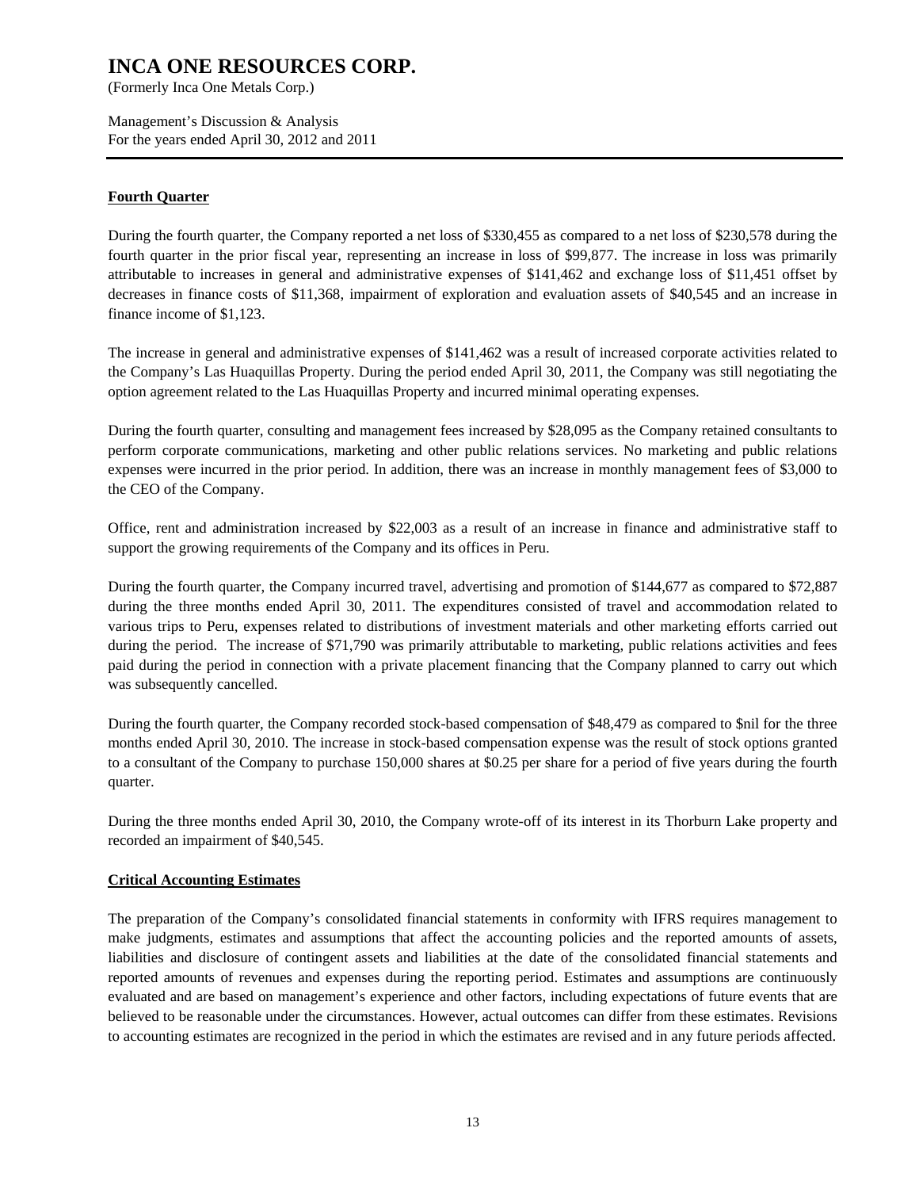## Fourth Quarter

During the fourth quarter, the Company reported a net loss of $330,455 as compared to a net loss of $230,578 during the fourth quarter in the prior fiscal year, representing an increase in loss of $99,877. The increase in loss was primarily attributable to increases in general and administrative expenses of $141,462 and exchange loss of $11,451 offset by decreases in finance costs of $11,368, impairment of exploration and evaluation assets of $40,545 and an increase in finance income of $1,123.

The increase in general and administrative expenses of $141,462 was a result of increased corporate activities related to the Company's Las Huaquillas Property. During the period ended April 30, 2011, the Company was still negotiating the option agreement related to the Las Huaquillas Property and incurred minimal operating expenses.

During the fourth quarter, consulting and management fees increased by $28,095 as the Company retained consultants to perform corporate communications, marketing and other public relations services. No marketing and public relations expenses were incurred in the prior period. In addition, there was an increase in monthly management fees of $3,000 to the CEO of the Company.

Office, rent and administration increased by $22,003 as a result of an increase in finance and administrative staff to support the growing requirements of the Company and its offices in Peru.

During the fourth quarter, the Company incurred travel, advertising and promotion of $144,677 as compared to $72,887 during the three months ended April 30, 2011. The expenditures consisted of travel and accommodation related to various trips to Peru, expenses related to distributions of investment materials and other marketing efforts carried out during the period. The increase of $71,790 was primarily attributable to marketing, public relations activities and fees paid during the period in connection with a private placement financing that the Company planned to carry out which was subsequently cancelled.

During the fourth quarter, the Company recorded stock-based compensation of $48,479 as compared to $nil for the three months ended April 30, 2010. The increase in stock-based compensation expense was the result of stock options granted to a consultant of the Company to purchase 150,000 shares at $0.25 per share for a period of five years during the fourth quarter.

During the three months ended April 30, 2010, the Company wrote-off of its interest in its Thorburn Lake property and recorded an impairment of $40,545.

## Critical Accounting Estimates

The preparation of the Company's consolidated financial statements in conformity with IFRS requires management to make judgments, estimates and assumptions that affect the accounting policies and the reported amounts of assets, liabilities and disclosure of contingent assets and liabilities at the date of the consolidated financial statements and reported amounts of revenues and expenses during the reporting period. Estimates and assumptions are continuously evaluated and are based on management's experience and other factors, including expectations of future events that are believed to be reasonable under the circumstances. However, actual outcomes can differ from these estimates. Revisions to accounting estimates are recognized in the period in which the estimates are revised and in any future periods affected.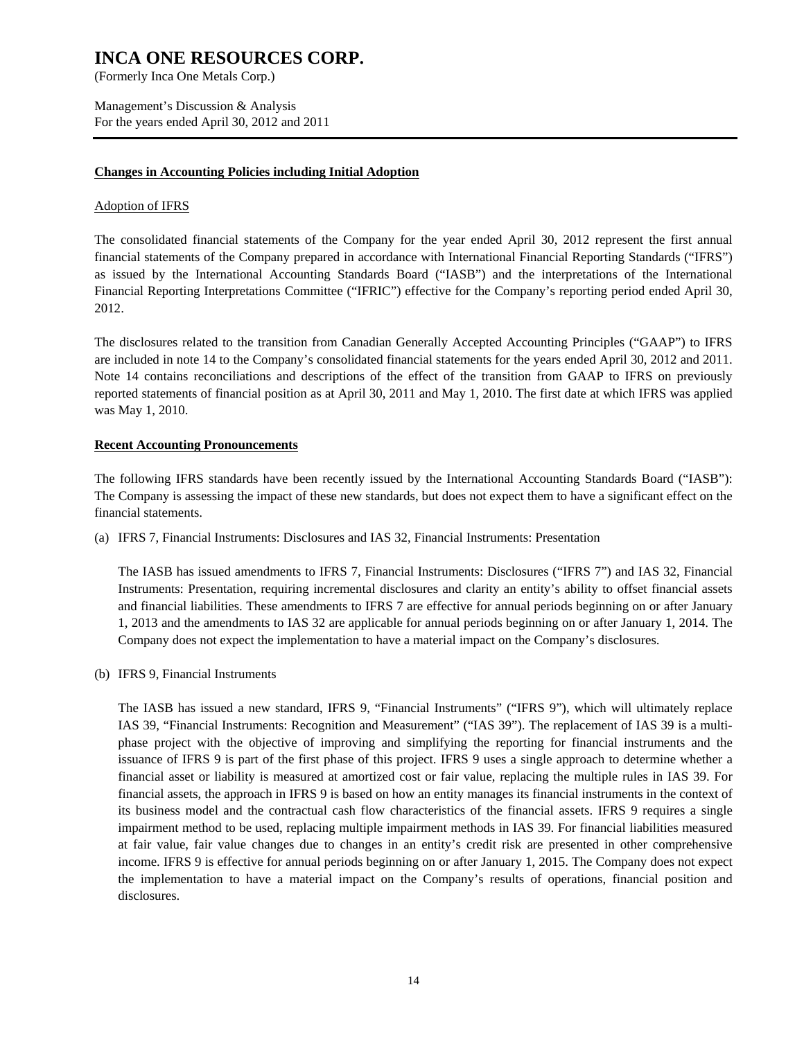## Changes in Accounting Policies including Initial Adoption

### Adoption of IFRS

The consolidated financial statements of the Company for the year ended April 30, 2012 represent the first annual financial statements of the Company prepared in accordance with International Financial Reporting Standards ("IFRS") as issued by the International Accounting Standards Board ("IASB") and the interpretations of the International Financial Reporting Interpretations Committee ("IFRIC") effective for the Company's reporting period ended April 30, 2012.

The disclosures related to the transition from Canadian Generally Accepted Accounting Principles ("GAAP") to IFRS are included in note 14 to the Company's consolidated financial statements for the years ended April 30, 2012 and 2011. Note 14 contains reconciliations and descriptions of the effect of the transition from GAAP to IFRS on previously reported statements of financial position as at April 30, 2011 and May 1, 2010. The first date at which IFRS was applied was May 1, 2010.

## Recent Accounting Pronouncements

The following IFRS standards have been recently issued by the International Accounting Standards Board ("IASB"): The Company is assessing the impact of these new standards, but does not expect them to have a significant effect on the financial statements.

(a) IFRS 7, Financial Instruments: Disclosures and IAS 32, Financial Instruments: Presentation

The IASB has issued amendments to IFRS 7, Financial Instruments: Disclosures ("IFRS 7") and IAS 32, Financial Instruments: Presentation, requiring incremental disclosures and clarity an entity's ability to offset financial assets and financial liabilities. These amendments to IFRS 7 are effective for annual periods beginning on or after January 1, 2013 and the amendments to IAS 32 are applicable for annual periods beginning on or after January 1, 2014. The Company does not expect the implementation to have a material impact on the Company's disclosures.

(b) IFRS 9, Financial Instruments

The IASB has issued a new standard, IFRS 9, "Financial Instruments" ("IFRS 9"), which will ultimately replace IAS 39, "Financial Instruments: Recognition and Measurement" ("IAS 39"). The replacement of IAS 39 is a multi-phase project with the objective of improving and simplifying the reporting for financial instruments and the issuance of IFRS 9 is part of the first phase of this project. IFRS 9 uses a single approach to determine whether a financial asset or liability is measured at amortized cost or fair value, replacing the multiple rules in IAS 39. For financial assets, the approach in IFRS 9 is based on how an entity manages its financial instruments in the context of its business model and the contractual cash flow characteristics of the financial assets. IFRS 9 requires a single impairment method to be used, replacing multiple impairment methods in IAS 39. For financial liabilities measured at fair value, fair value changes due to changes in an entity's credit risk are presented in other comprehensive income. IFRS 9 is effective for annual periods beginning on or after January 1, 2015. The Company does not expect the implementation to have a material impact on the Company's results of operations, financial position and disclosures.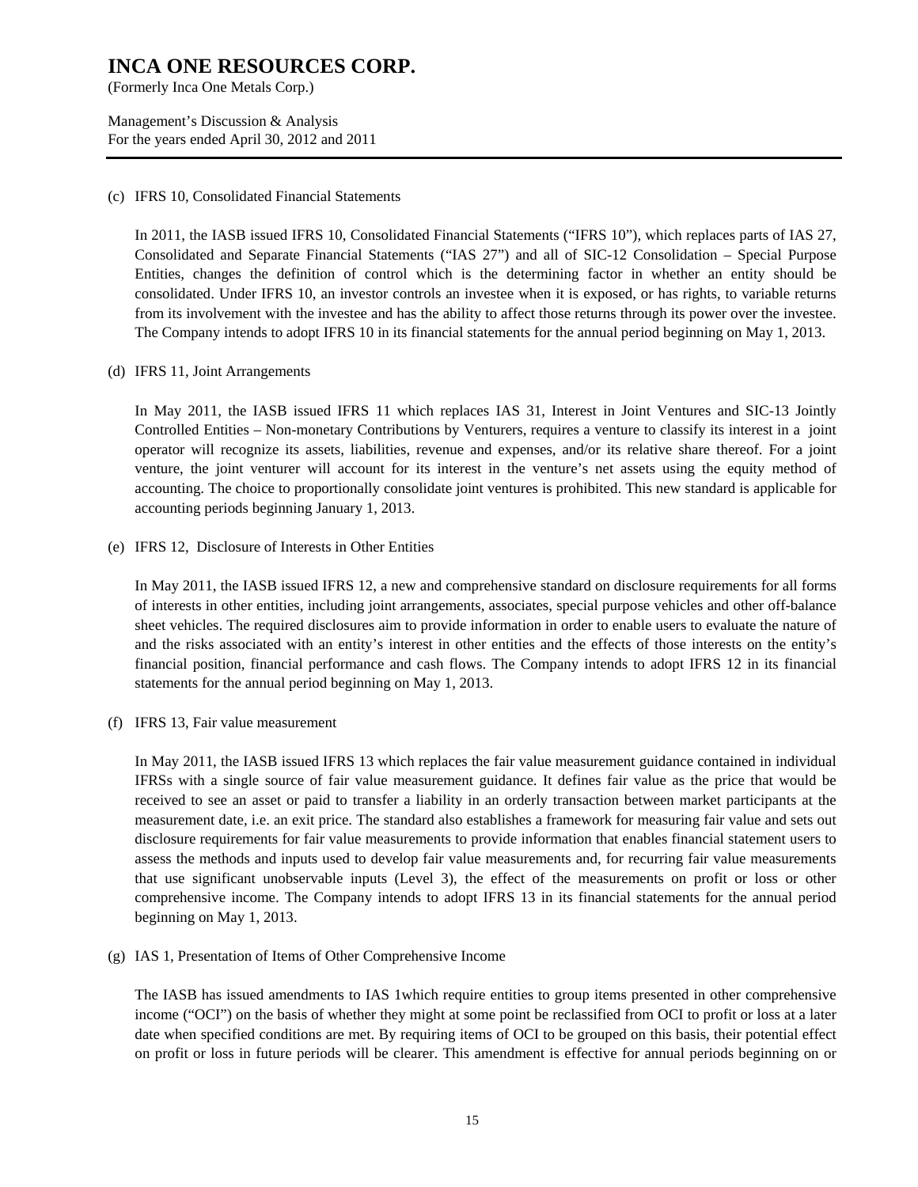(c) IFRS 10, Consolidated Financial Statements

In 2011, the IASB issued IFRS 10, Consolidated Financial Statements ("IFRS 10"), which replaces parts of IAS 27, Consolidated and Separate Financial Statements ("IAS 27") and all of SIC-12 Consolidation – Special Purpose Entities, changes the definition of control which is the determining factor in whether an entity should be consolidated. Under IFRS 10, an investor controls an investee when it is exposed, or has rights, to variable returns from its involvement with the investee and has the ability to affect those returns through its power over the investee. The Company intends to adopt IFRS 10 in its financial statements for the annual period beginning on May 1, 2013.

(d) IFRS 11, Joint Arrangements

In May 2011, the IASB issued IFRS 11 which replaces IAS 31, Interest in Joint Ventures and SIC-13 Jointly Controlled Entities – Non-monetary Contributions by Venturers, requires a venture to classify its interest in a joint operator will recognize its assets, liabilities, revenue and expenses, and/or its relative share thereof. For a joint venture, the joint venturer will account for its interest in the venture's net assets using the equity method of accounting. The choice to proportionally consolidate joint ventures is prohibited. This new standard is applicable for accounting periods beginning January 1, 2013.

(e) IFRS 12, Disclosure of Interests in Other Entities

In May 2011, the IASB issued IFRS 12, a new and comprehensive standard on disclosure requirements for all forms of interests in other entities, including joint arrangements, associates, special purpose vehicles and other off-balance sheet vehicles. The required disclosures aim to provide information in order to enable users to evaluate the nature of and the risks associated with an entity's interest in other entities and the effects of those interests on the entity's financial position, financial performance and cash flows. The Company intends to adopt IFRS 12 in its financial statements for the annual period beginning on May 1, 2013.

(f) IFRS 13, Fair value measurement

In May 2011, the IASB issued IFRS 13 which replaces the fair value measurement guidance contained in individual IFRSs with a single source of fair value measurement guidance. It defines fair value as the price that would be received to see an asset or paid to transfer a liability in an orderly transaction between market participants at the measurement date, i.e. an exit price. The standard also establishes a framework for measuring fair value and sets out disclosure requirements for fair value measurements to provide information that enables financial statement users to assess the methods and inputs used to develop fair value measurements and, for recurring fair value measurements that use significant unobservable inputs (Level 3), the effect of the measurements on profit or loss or other comprehensive income. The Company intends to adopt IFRS 13 in its financial statements for the annual period beginning on May 1, 2013.

(g) IAS 1, Presentation of Items of Other Comprehensive Income

The IASB has issued amendments to IAS 1which require entities to group items presented in other comprehensive income ("OCI") on the basis of whether they might at some point be reclassified from OCI to profit or loss at a later date when specified conditions are met. By requiring items of OCI to be grouped on this basis, their potential effect on profit or loss in future periods will be clearer. This amendment is effective for annual periods beginning on or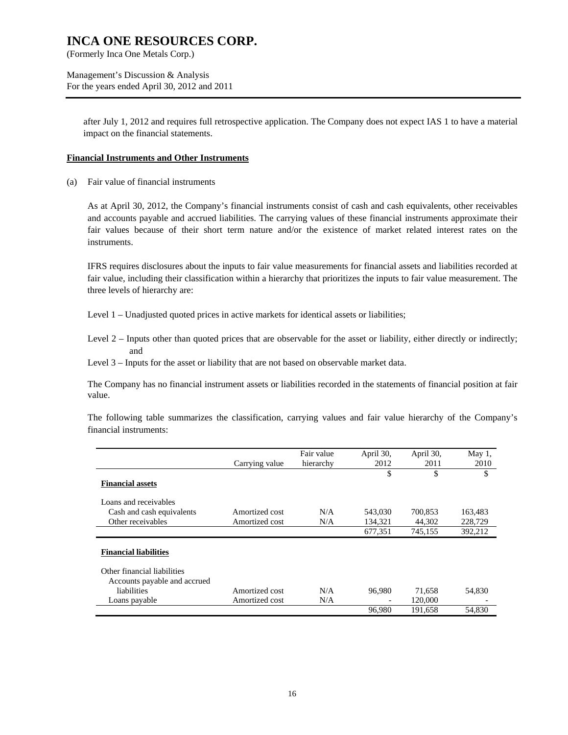after July 1, 2012 and requires full retrospective application. The Company does not expect IAS 1 to have a material impact on the financial statements.

**Financial Instruments and Other Instruments**

(a) Fair value of financial instruments

As at April 30, 2012, the Company's financial instruments consist of cash and cash equivalents, other receivables and accounts payable and accrued liabilities. The carrying values of these financial instruments approximate their fair values because of their short term nature and/or the existence of market related interest rates on the instruments.

IFRS requires disclosures about the inputs to fair value measurements for financial assets and liabilities recorded at fair value, including their classification within a hierarchy that prioritizes the inputs to fair value measurement. The three levels of hierarchy are:

Level 1 – Unadjusted quoted prices in active markets for identical assets or liabilities;

Level 2 – Inputs other than quoted prices that are observable for the asset or liability, either directly or indirectly; and

Level 3 – Inputs for the asset or liability that are not based on observable market data.

The Company has no financial instrument assets or liabilities recorded in the statements of financial position at fair value.

The following table summarizes the classification, carrying values and fair value hierarchy of the Company's financial instruments:

| | Carrying value | Fair value hierarchy | April 30, 2012 | April 30, 2011 | May 1, 2010 |
|---|---|---|---|---|---|
| | | | $ | $ | $ |
| **Financial assets** | | | | | |
| Loans and receivables | | | | | |
| Cash and cash equivalents | Amortized cost | N/A | 543,030 | 700,853 | 163,483 |
| Other receivables | Amortized cost | N/A | 134,321 | 44,302 | 228,729 |
| | | | 677,351 | 745,155 | 392,212 |
| **Financial liabilities** | | | | | |
| Other financial liabilities | | | | | |
| Accounts payable and accrued liabilities | Amortized cost | N/A | 96,980 | 71,658 | 54,830 |
| Loans payable | Amortized cost | N/A | - | 120,000 | - |
| | | | 96,980 | 191,658 | 54,830 |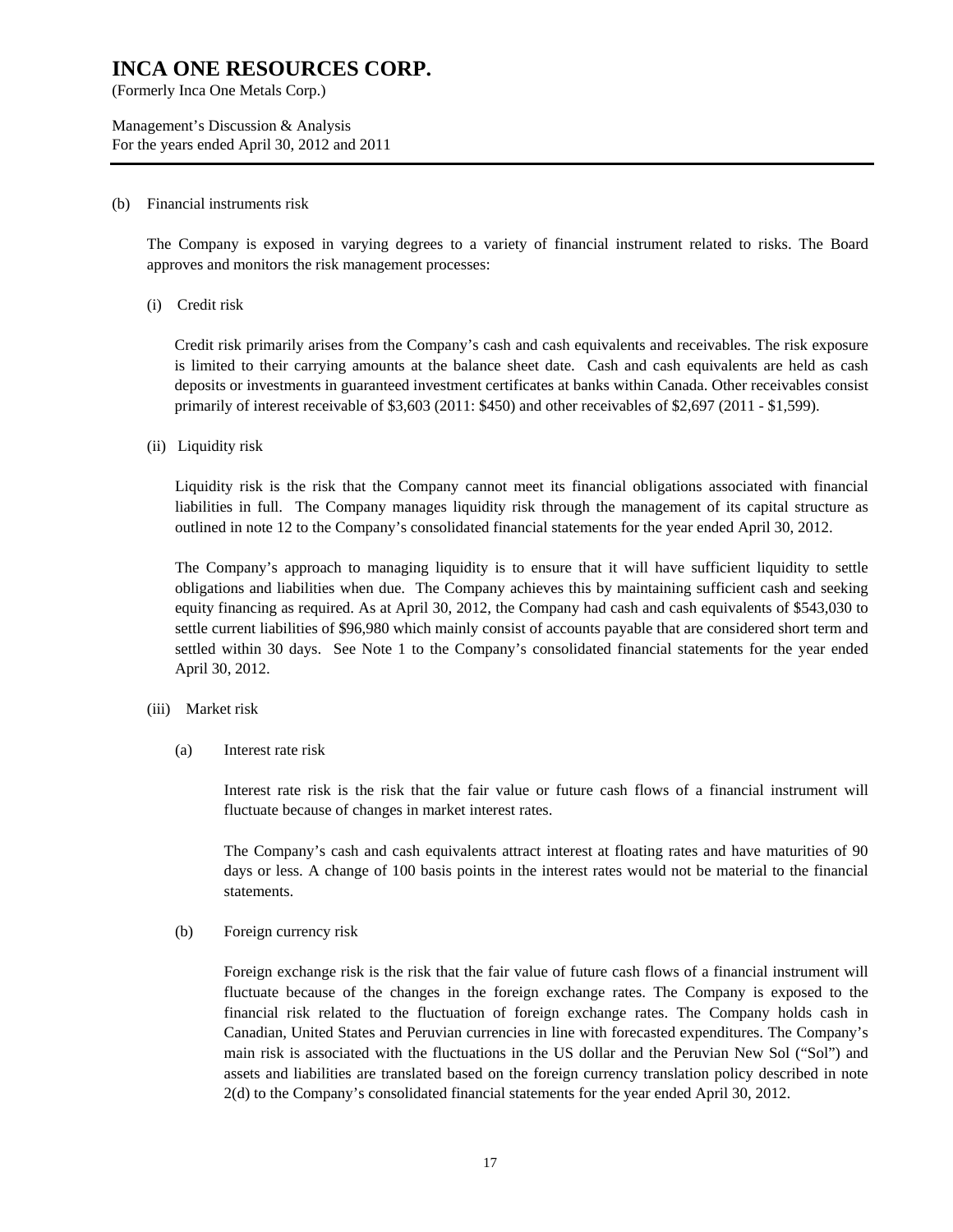(b) Financial instruments risk

The Company is exposed in varying degrees to a variety of financial instrument related to risks. The Board approves and monitors the risk management processes:

(i) Credit risk

Credit risk primarily arises from the Company's cash and cash equivalents and receivables. The risk exposure is limited to their carrying amounts at the balance sheet date. Cash and cash equivalents are held as cash deposits or investments in guaranteed investment certificates at banks within Canada. Other receivables consist primarily of interest receivable of $3,603 (2011: $450) and other receivables of $2,697 (2011 - $1,599).

(ii) Liquidity risk

Liquidity risk is the risk that the Company cannot meet its financial obligations associated with financial liabilities in full. The Company manages liquidity risk through the management of its capital structure as outlined in note 12 to the Company's consolidated financial statements for the year ended April 30, 2012.

The Company's approach to managing liquidity is to ensure that it will have sufficient liquidity to settle obligations and liabilities when due. The Company achieves this by maintaining sufficient cash and seeking equity financing as required. As at April 30, 2012, the Company had cash and cash equivalents of $543,030 to settle current liabilities of $96,980 which mainly consist of accounts payable that are considered short term and settled within 30 days. See Note 1 to the Company's consolidated financial statements for the year ended April 30, 2012.

(iii) Market risk

(a) Interest rate risk

Interest rate risk is the risk that the fair value or future cash flows of a financial instrument will fluctuate because of changes in market interest rates.

The Company's cash and cash equivalents attract interest at floating rates and have maturities of 90 days or less. A change of 100 basis points in the interest rates would not be material to the financial statements.

(b) Foreign currency risk

Foreign exchange risk is the risk that the fair value of future cash flows of a financial instrument will fluctuate because of the changes in the foreign exchange rates. The Company is exposed to the financial risk related to the fluctuation of foreign exchange rates. The Company holds cash in Canadian, United States and Peruvian currencies in line with forecasted expenditures. The Company's main risk is associated with the fluctuations in the US dollar and the Peruvian New Sol ("Sol") and assets and liabilities are translated based on the foreign currency translation policy described in note 2(d) to the Company's consolidated financial statements for the year ended April 30, 2012.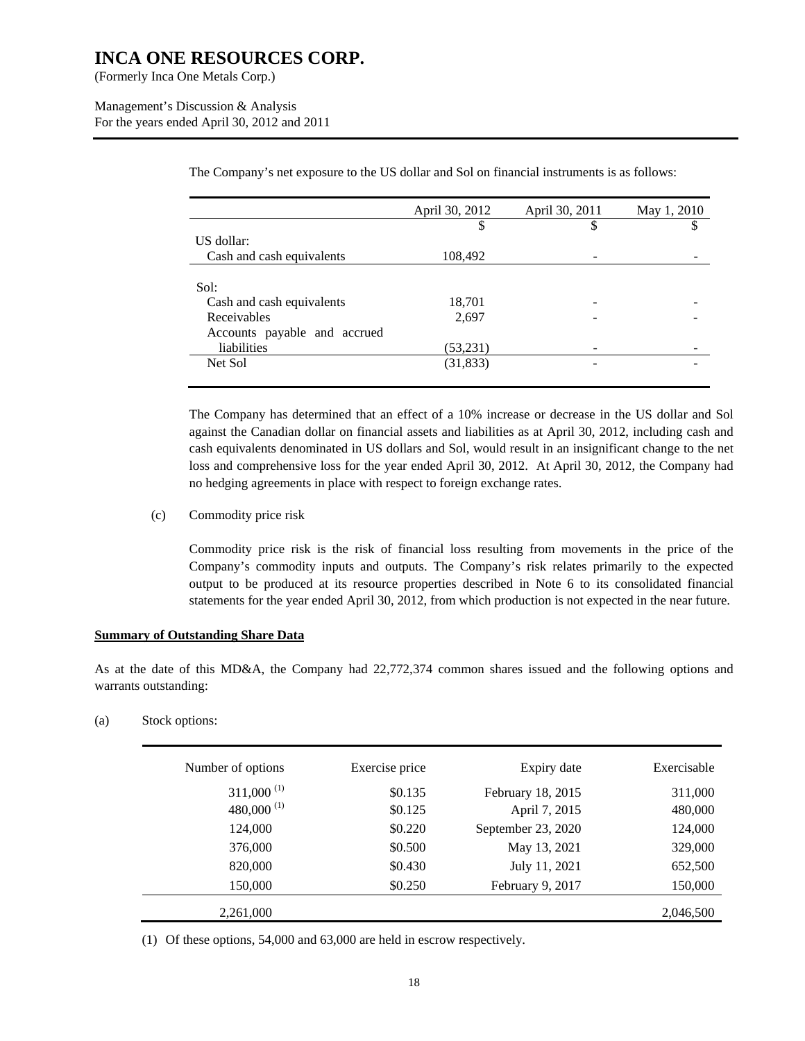The Company's net exposure to the US dollar and Sol on financial instruments is as follows:

| | April 30, 2012 | April 30, 2011 | May 1, 2010 |
|---|---|---|---|
| | $ | $ | $ |
| US dollar: | | | |
| Cash and cash equivalents | 108,492 | - | - |
| Sol: | | | |
| Cash and cash equivalents | 18,701 | - | - |
| Receivables | 2,697 | - | - |
| Accounts payable and accrued liabilities | (53,231) | - | - |
| Net Sol | (31,833) | - | - |

The Company has determined that an effect of a 10% increase or decrease in the US dollar and Sol against the Canadian dollar on financial assets and liabilities as at April 30, 2012, including cash and cash equivalents denominated in US dollars and Sol, would result in an insignificant change to the net loss and comprehensive loss for the year ended April 30, 2012. At April 30, 2012, the Company had no hedging agreements in place with respect to foreign exchange rates.

(c) Commodity price risk

Commodity price risk is the risk of financial loss resulting from movements in the price of the Company's commodity inputs and outputs. The Company's risk relates primarily to the expected output to be produced at its resource properties described in Note 6 to its consolidated financial statements for the year ended April 30, 2012, from which production is not expected in the near future.

**Summary of Outstanding Share Data**

As at the date of this MD&A, the Company had 22,772,374 common shares issued and the following options and warrants outstanding:

(a) Stock options:

| Number of options | Exercise price | Expiry date | Exercisable |
|---|---|---|---|
| 311,000 (1) | $0.135 | February 18, 2015 | 311,000 |
| 480,000 (1) | $0.125 | April 7, 2015 | 480,000 |
| 124,000 | $0.220 | September 23, 2020 | 124,000 |
| 376,000 | $0.500 | May 13, 2021 | 329,000 |
| 820,000 | $0.430 | July 11, 2021 | 652,500 |
| 150,000 | $0.250 | February 9, 2017 | 150,000 |
| 2,261,000 | | | 2,046,500 |

(1) Of these options, 54,000 and 63,000 are held in escrow respectively.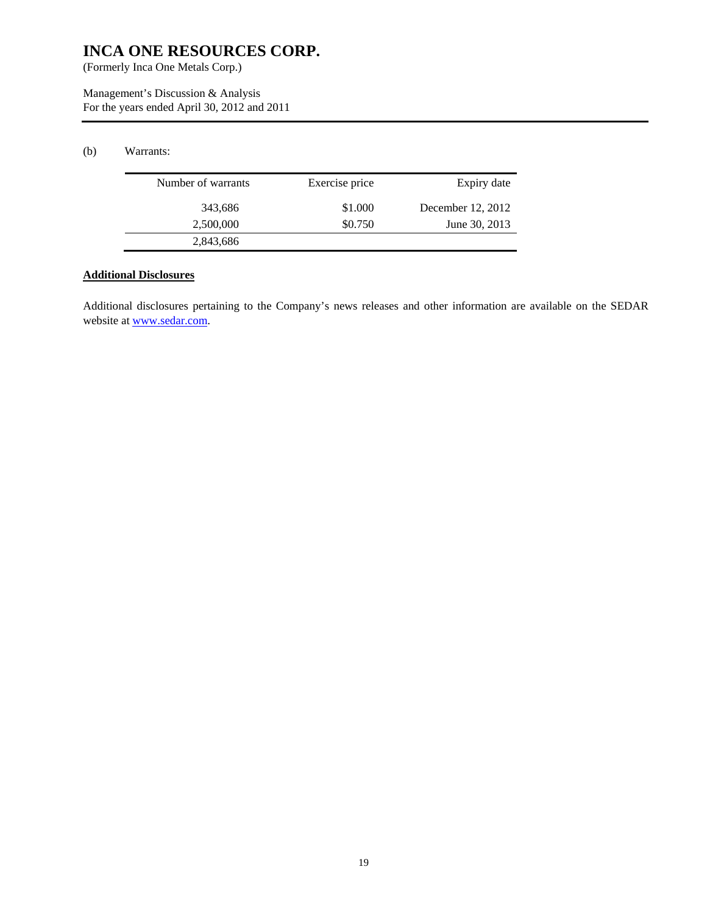(b) Warrants:

| Number of warrants | Exercise price | Expiry date |
|---|---|---|
| 343,686 | \$1.000 | December 12, 2012 |
| 2,500,000 | \$0.750 | June 30, 2013 |
| 2,843,686 | | |

**Additional Disclosures**

Additional disclosures pertaining to the Company's news releases and other information are available on the SEDAR website at www.sedar.com.